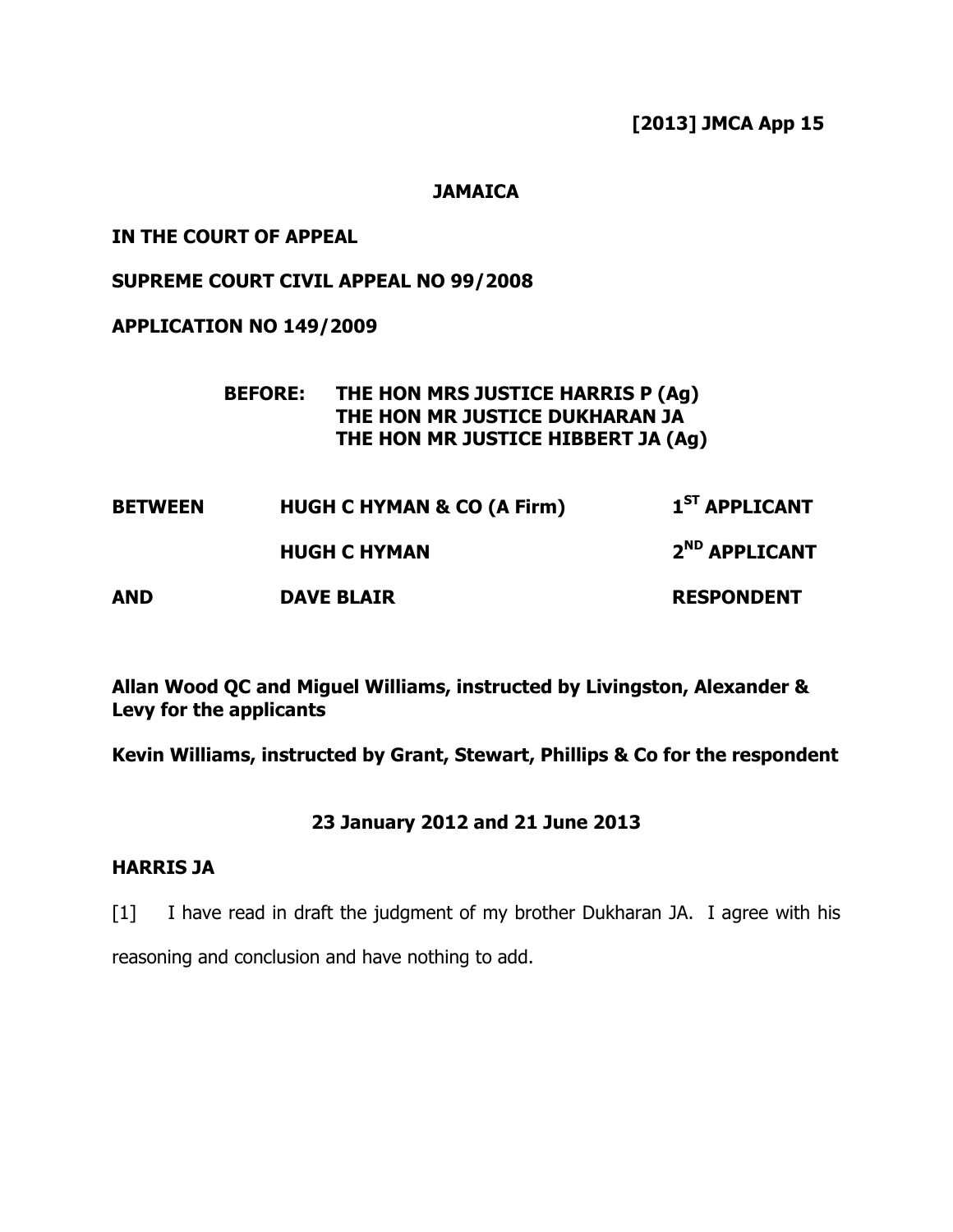**[2013] JMCA App 15**

**JAMAICA**

**IN THE COURT OF APPEAL**

**SUPREME COURT CIVIL APPEAL NO 99/2008**

**APPLICATION NO 149/2009**

**BEFORE: THE HON MRS JUSTICE HARRIS P (Ag)**
**THE HON MR JUSTICE DUKHARAN JA**
**THE HON MR JUSTICE HIBBERT JA (Ag)**

| | | |
|---|---|---|
| **BETWEEN** | **HUGH C HYMAN & CO (A Firm)** | **1ST APPLICANT** |
| | **HUGH C HYMAN** | **2ND APPLICANT** |
| **AND** | **DAVE BLAIR** | **RESPONDENT** |

**Allan Wood QC and Miguel Williams, instructed by Livingston, Alexander & Levy for the applicants**

**Kevin Williams, instructed by Grant, Stewart, Phillips & Co for the respondent**

**23 January 2012 and 21 June 2013**

**HARRIS JA**

[1] I have read in draft the judgment of my brother Dukharan JA. I agree with his reasoning and conclusion and have nothing to add.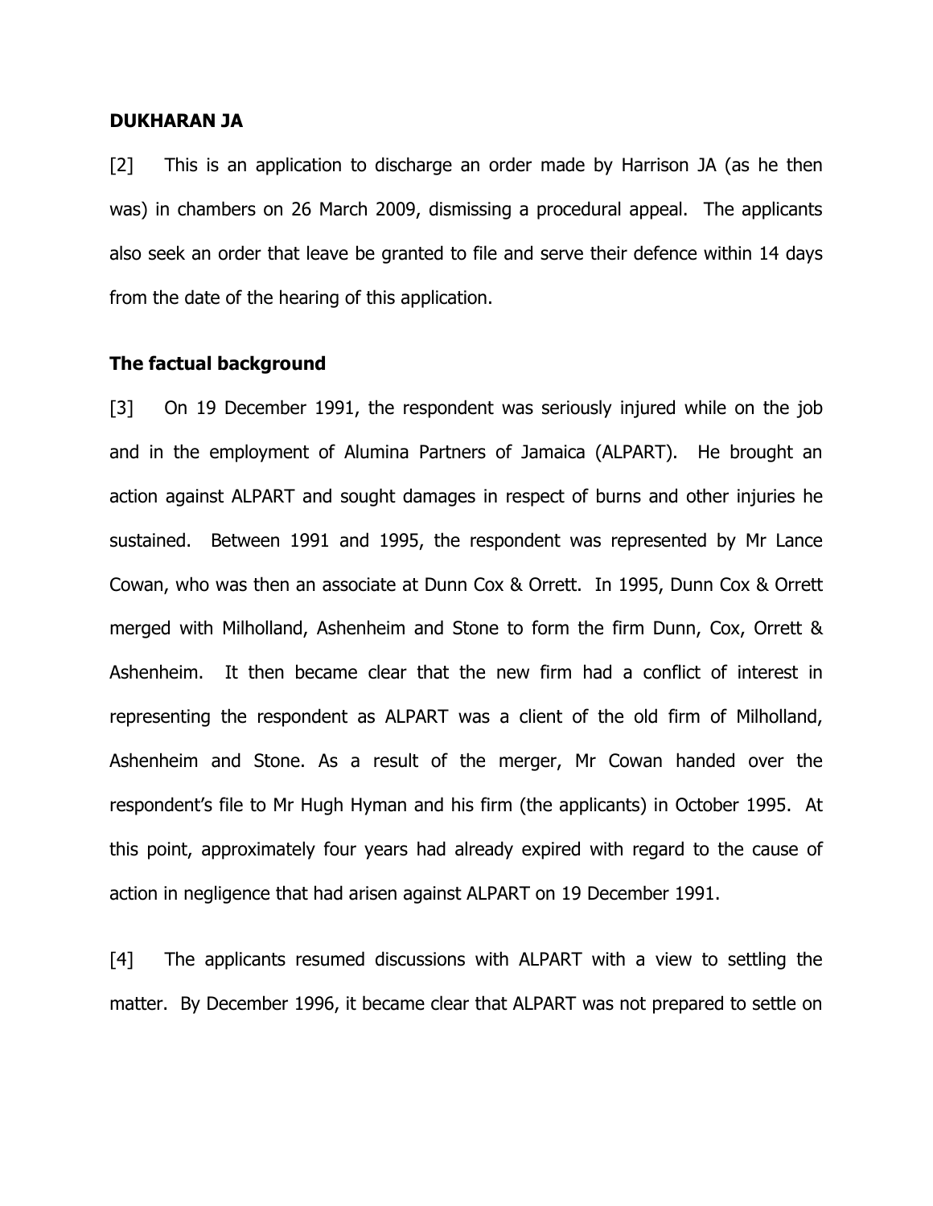**DUKHARAN JA**

[2] This is an application to discharge an order made by Harrison JA (as he then was) in chambers on 26 March 2009, dismissing a procedural appeal. The applicants also seek an order that leave be granted to file and serve their defence within 14 days from the date of the hearing of this application.

**The factual background**

[3] On 19 December 1991, the respondent was seriously injured while on the job and in the employment of Alumina Partners of Jamaica (ALPART). He brought an action against ALPART and sought damages in respect of burns and other injuries he sustained. Between 1991 and 1995, the respondent was represented by Mr Lance Cowan, who was then an associate at Dunn Cox & Orrett. In 1995, Dunn Cox & Orrett merged with Milholland, Ashenheim and Stone to form the firm Dunn, Cox, Orrett & Ashenheim. It then became clear that the new firm had a conflict of interest in representing the respondent as ALPART was a client of the old firm of Milholland, Ashenheim and Stone. As a result of the merger, Mr Cowan handed over the respondent's file to Mr Hugh Hyman and his firm (the applicants) in October 1995. At this point, approximately four years had already expired with regard to the cause of action in negligence that had arisen against ALPART on 19 December 1991.

[4] The applicants resumed discussions with ALPART with a view to settling the matter. By December 1996, it became clear that ALPART was not prepared to settle on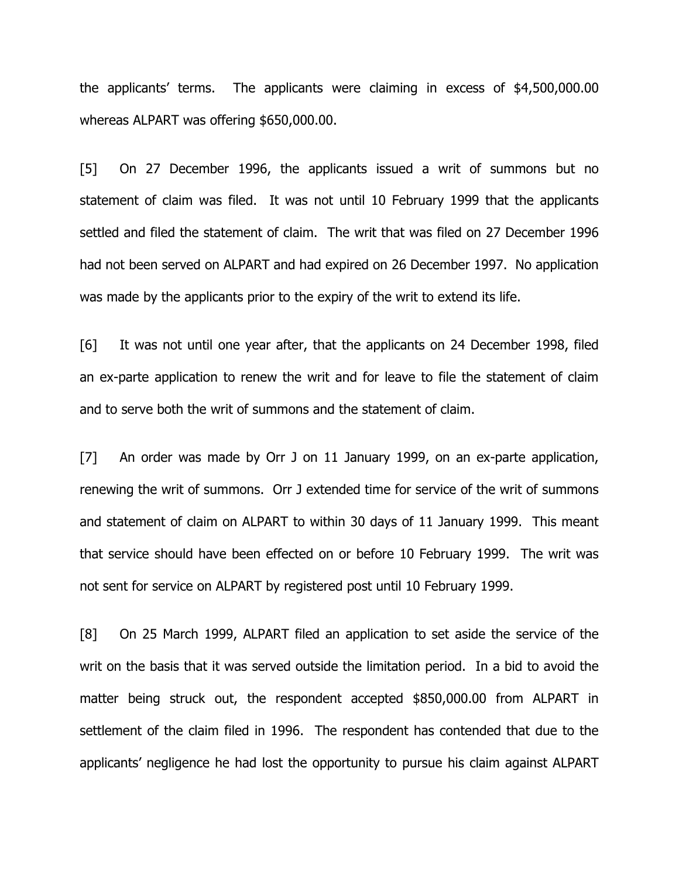the applicants' terms. The applicants were claiming in excess of $4,500,000.00 whereas ALPART was offering $650,000.00.

[5] On 27 December 1996, the applicants issued a writ of summons but no statement of claim was filed. It was not until 10 February 1999 that the applicants settled and filed the statement of claim. The writ that was filed on 27 December 1996 had not been served on ALPART and had expired on 26 December 1997. No application was made by the applicants prior to the expiry of the writ to extend its life.

[6] It was not until one year after, that the applicants on 24 December 1998, filed an ex-parte application to renew the writ and for leave to file the statement of claim and to serve both the writ of summons and the statement of claim.

[7] An order was made by Orr J on 11 January 1999, on an ex-parte application, renewing the writ of summons. Orr J extended time for service of the writ of summons and statement of claim on ALPART to within 30 days of 11 January 1999. This meant that service should have been effected on or before 10 February 1999. The writ was not sent for service on ALPART by registered post until 10 February 1999.

[8] On 25 March 1999, ALPART filed an application to set aside the service of the writ on the basis that it was served outside the limitation period. In a bid to avoid the matter being struck out, the respondent accepted $850,000.00 from ALPART in settlement of the claim filed in 1996. The respondent has contended that due to the applicants' negligence he had lost the opportunity to pursue his claim against ALPART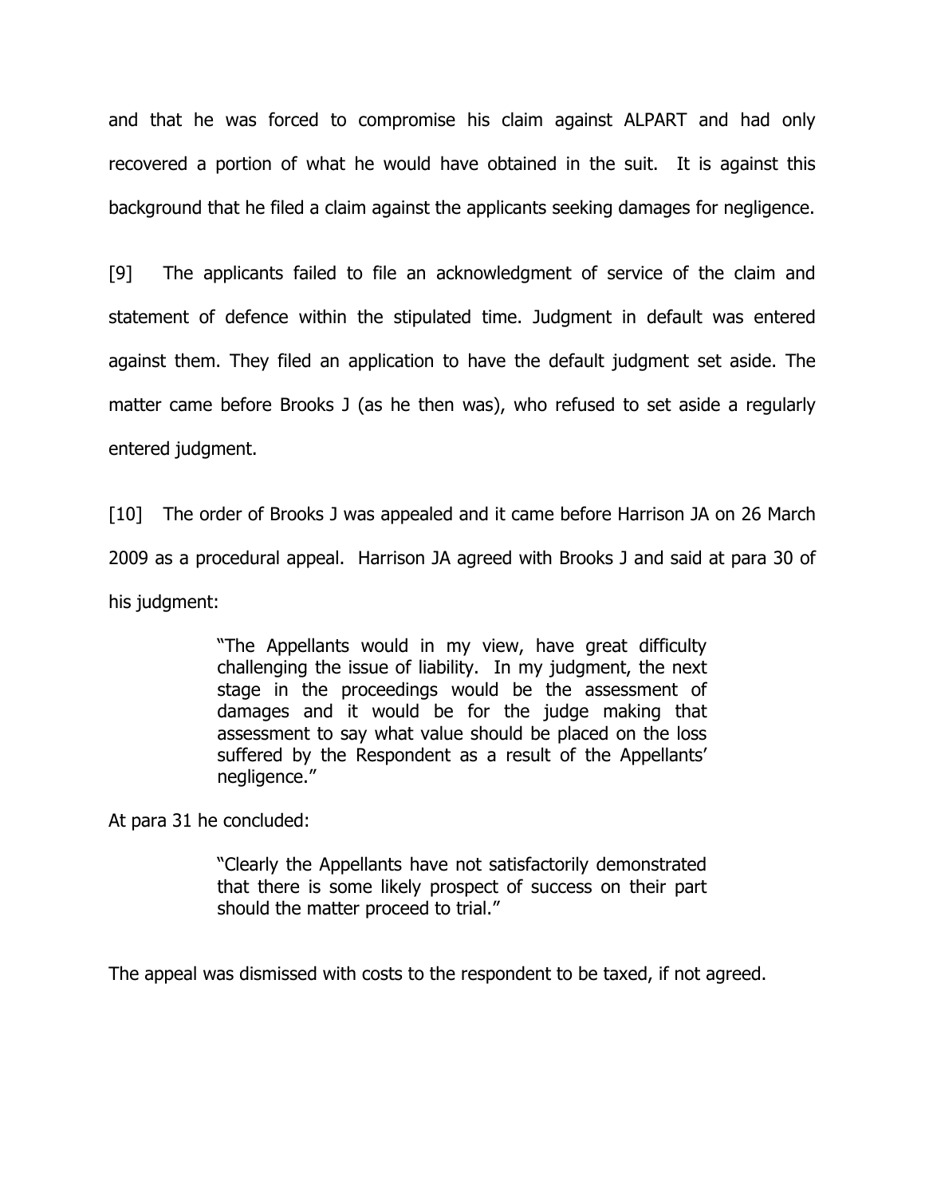and that he was forced to compromise his claim against ALPART and had only recovered a portion of what he would have obtained in the suit. It is against this background that he filed a claim against the applicants seeking damages for negligence.

[9] The applicants failed to file an acknowledgment of service of the claim and statement of defence within the stipulated time. Judgment in default was entered against them. They filed an application to have the default judgment set aside. The matter came before Brooks J (as he then was), who refused to set aside a regularly entered judgment.

[10] The order of Brooks J was appealed and it came before Harrison JA on 26 March 2009 as a procedural appeal. Harrison JA agreed with Brooks J and said at para 30 of his judgment:

> "The Appellants would in my view, have great difficulty challenging the issue of liability. In my judgment, the next stage in the proceedings would be the assessment of damages and it would be for the judge making that assessment to say what value should be placed on the loss suffered by the Respondent as a result of the Appellants' negligence."

At para 31 he concluded:

> "Clearly the Appellants have not satisfactorily demonstrated that there is some likely prospect of success on their part should the matter proceed to trial."

The appeal was dismissed with costs to the respondent to be taxed, if not agreed.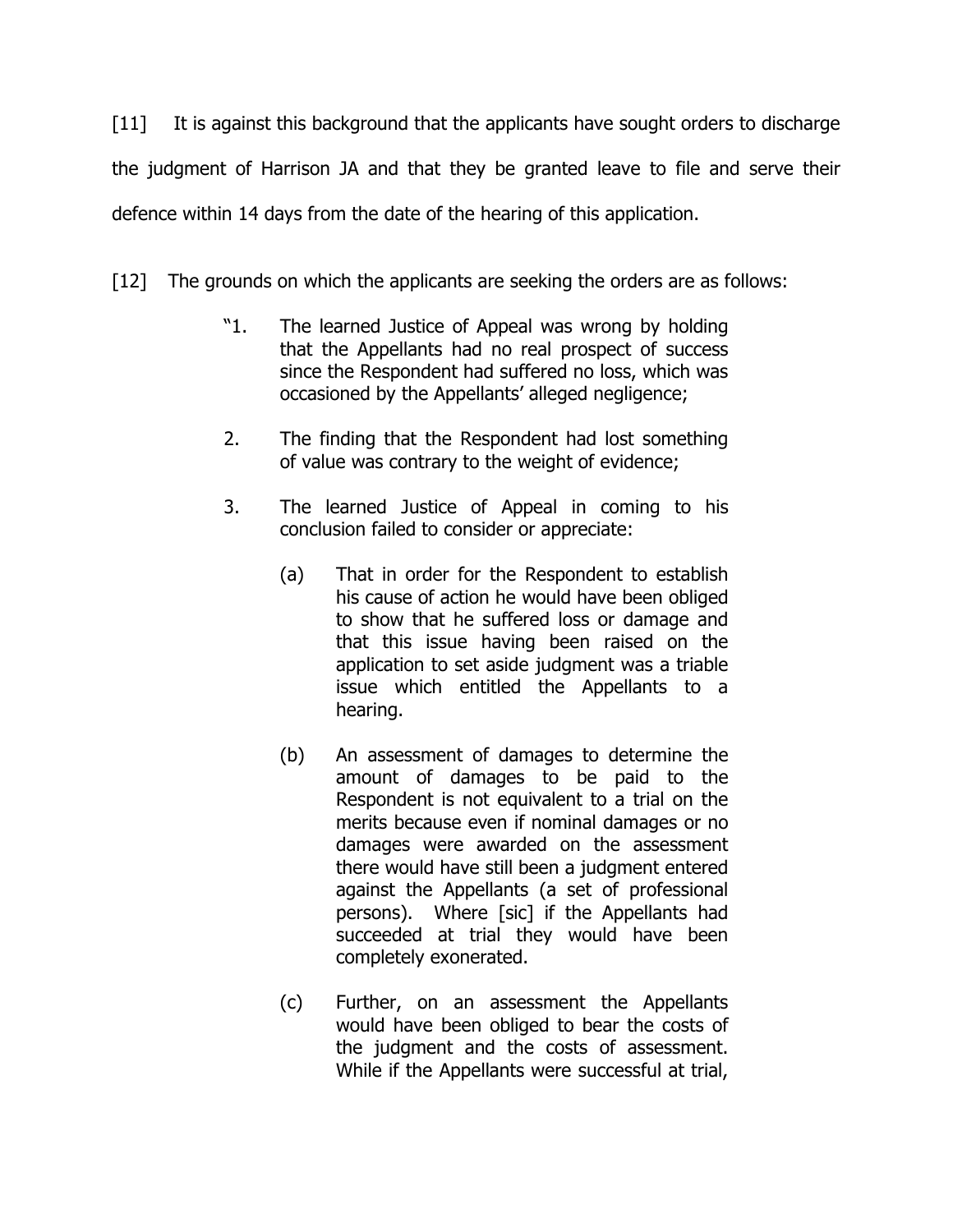[11] It is against this background that the applicants have sought orders to discharge the judgment of Harrison JA and that they be granted leave to file and serve their defence within 14 days from the date of the hearing of this application.

[12] The grounds on which the applicants are seeking the orders are as follows:

> "1. The learned Justice of Appeal was wrong by holding that the Appellants had no real prospect of success since the Respondent had suffered no loss, which was occasioned by the Appellants' alleged negligence;
>
> 2. The finding that the Respondent had lost something of value was contrary to the weight of evidence;
>
> 3. The learned Justice of Appeal in coming to his conclusion failed to consider or appreciate:
>
> (a) That in order for the Respondent to establish his cause of action he would have been obliged to show that he suffered loss or damage and that this issue having been raised on the application to set aside judgment was a triable issue which entitled the Appellants to a hearing.
>
> (b) An assessment of damages to determine the amount of damages to be paid to the Respondent is not equivalent to a trial on the merits because even if nominal damages or no damages were awarded on the assessment there would have still been a judgment entered against the Appellants (a set of professional persons). Where [sic] if the Appellants had succeeded at trial they would have been completely exonerated.
>
> (c) Further, on an assessment the Appellants would have been obliged to bear the costs of the judgment and the costs of assessment. While if the Appellants were successful at trial,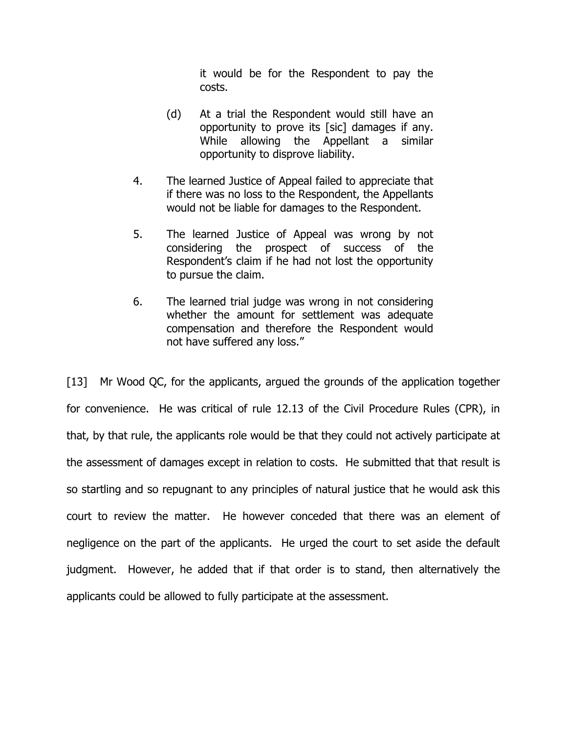it would be for the Respondent to pay the costs.

(d) At a trial the Respondent would still have an opportunity to prove its [sic] damages if any. While allowing the Appellant a similar opportunity to disprove liability.

4. The learned Justice of Appeal failed to appreciate that if there was no loss to the Respondent, the Appellants would not be liable for damages to the Respondent.

5. The learned Justice of Appeal was wrong by not considering the prospect of success of the Respondent's claim if he had not lost the opportunity to pursue the claim.

6. The learned trial judge was wrong in not considering whether the amount for settlement was adequate compensation and therefore the Respondent would not have suffered any loss."

[13] Mr Wood QC, for the applicants, argued the grounds of the application together for convenience. He was critical of rule 12.13 of the Civil Procedure Rules (CPR), in that, by that rule, the applicants role would be that they could not actively participate at the assessment of damages except in relation to costs. He submitted that that result is so startling and so repugnant to any principles of natural justice that he would ask this court to review the matter. He however conceded that there was an element of negligence on the part of the applicants. He urged the court to set aside the default judgment. However, he added that if that order is to stand, then alternatively the applicants could be allowed to fully participate at the assessment.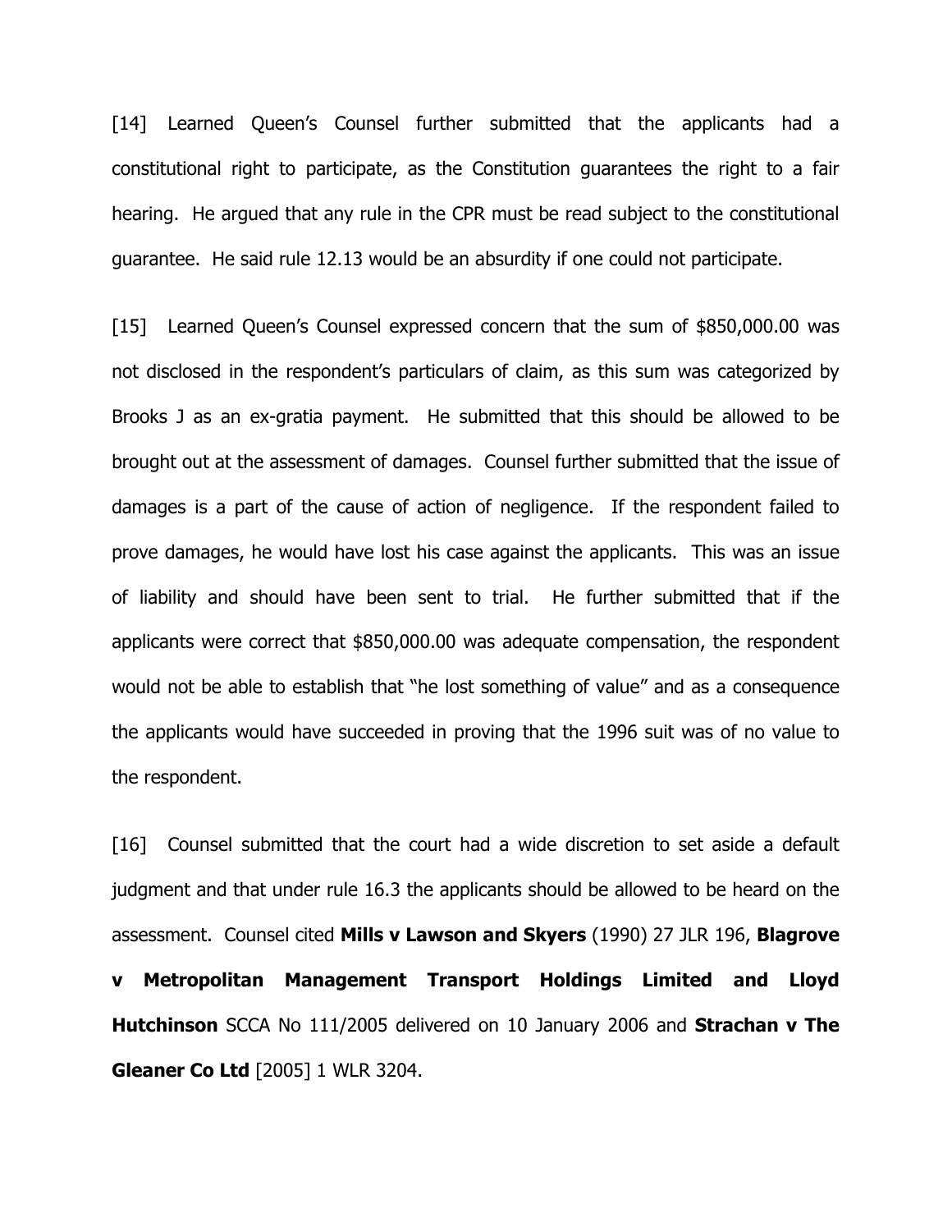[14] Learned Queen's Counsel further submitted that the applicants had a constitutional right to participate, as the Constitution guarantees the right to a fair hearing. He argued that any rule in the CPR must be read subject to the constitutional guarantee. He said rule 12.13 would be an absurdity if one could not participate.

[15] Learned Queen's Counsel expressed concern that the sum of $850,000.00 was not disclosed in the respondent's particulars of claim, as this sum was categorized by Brooks J as an ex-gratia payment. He submitted that this should be allowed to be brought out at the assessment of damages. Counsel further submitted that the issue of damages is a part of the cause of action of negligence. If the respondent failed to prove damages, he would have lost his case against the applicants. This was an issue of liability and should have been sent to trial. He further submitted that if the applicants were correct that $850,000.00 was adequate compensation, the respondent would not be able to establish that "he lost something of value" and as a consequence the applicants would have succeeded in proving that the 1996 suit was of no value to the respondent.

[16] Counsel submitted that the court had a wide discretion to set aside a default judgment and that under rule 16.3 the applicants should be allowed to be heard on the assessment. Counsel cited **Mills v Lawson and Skyers** (1990) 27 JLR 196, **Blagrove v Metropolitan Management Transport Holdings Limited and Lloyd Hutchinson** SCCA No 111/2005 delivered on 10 January 2006 and **Strachan v The Gleaner Co Ltd** [2005] 1 WLR 3204.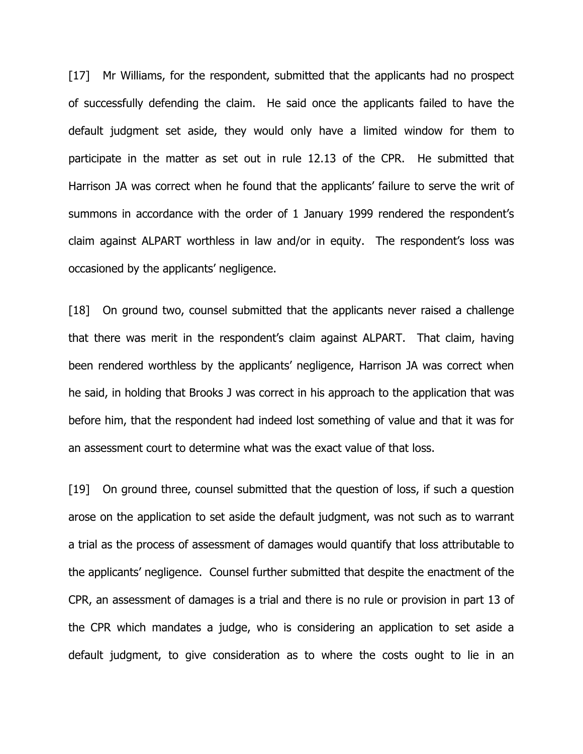[17] Mr Williams, for the respondent, submitted that the applicants had no prospect of successfully defending the claim. He said once the applicants failed to have the default judgment set aside, they would only have a limited window for them to participate in the matter as set out in rule 12.13 of the CPR. He submitted that Harrison JA was correct when he found that the applicants' failure to serve the writ of summons in accordance with the order of 1 January 1999 rendered the respondent's claim against ALPART worthless in law and/or in equity. The respondent's loss was occasioned by the applicants' negligence.

[18] On ground two, counsel submitted that the applicants never raised a challenge that there was merit in the respondent's claim against ALPART. That claim, having been rendered worthless by the applicants' negligence, Harrison JA was correct when he said, in holding that Brooks J was correct in his approach to the application that was before him, that the respondent had indeed lost something of value and that it was for an assessment court to determine what was the exact value of that loss.

[19] On ground three, counsel submitted that the question of loss, if such a question arose on the application to set aside the default judgment, was not such as to warrant a trial as the process of assessment of damages would quantify that loss attributable to the applicants' negligence. Counsel further submitted that despite the enactment of the CPR, an assessment of damages is a trial and there is no rule or provision in part 13 of the CPR which mandates a judge, who is considering an application to set aside a default judgment, to give consideration as to where the costs ought to lie in an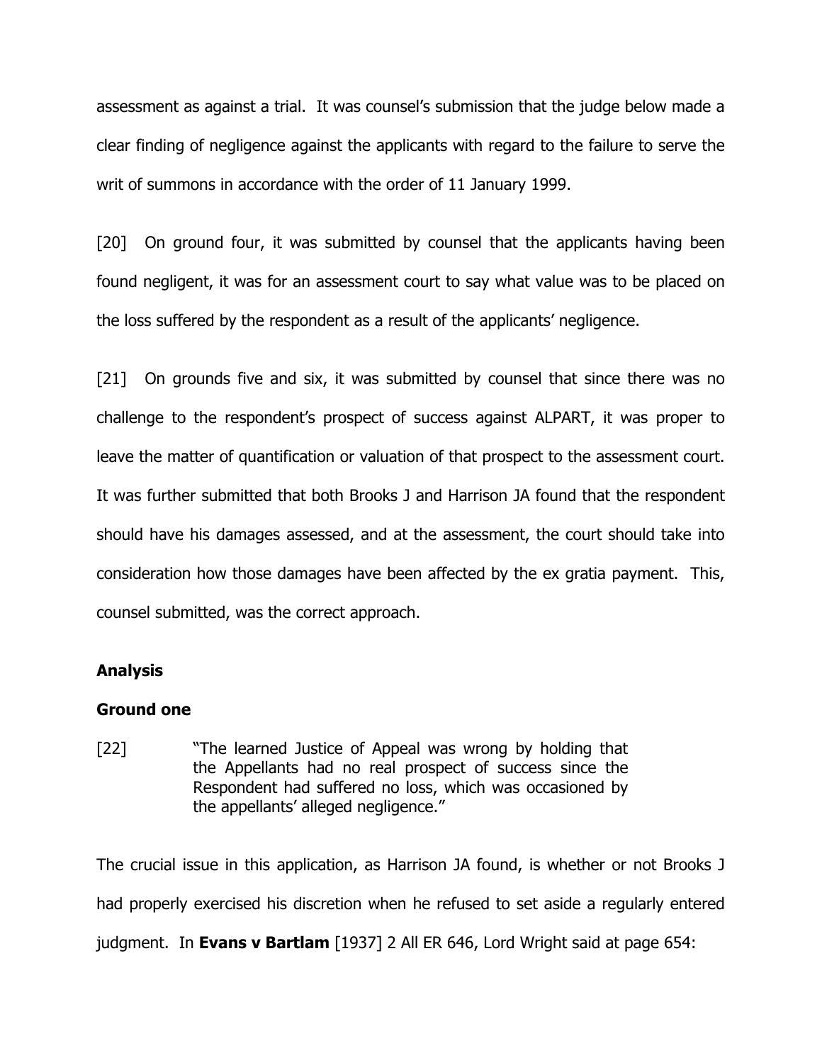assessment as against a trial. It was counsel's submission that the judge below made a clear finding of negligence against the applicants with regard to the failure to serve the writ of summons in accordance with the order of 11 January 1999.

[20] On ground four, it was submitted by counsel that the applicants having been found negligent, it was for an assessment court to say what value was to be placed on the loss suffered by the respondent as a result of the applicants' negligence.

[21] On grounds five and six, it was submitted by counsel that since there was no challenge to the respondent's prospect of success against ALPART, it was proper to leave the matter of quantification or valuation of that prospect to the assessment court. It was further submitted that both Brooks J and Harrison JA found that the respondent should have his damages assessed, and at the assessment, the court should take into consideration how those damages have been affected by the ex gratia payment. This, counsel submitted, was the correct approach.

## Analysis

### Ground one

[22] "The learned Justice of Appeal was wrong by holding that the Appellants had no real prospect of success since the Respondent had suffered no loss, which was occasioned by the appellants' alleged negligence."

The crucial issue in this application, as Harrison JA found, is whether or not Brooks J had properly exercised his discretion when he refused to set aside a regularly entered judgment. In **Evans v Bartlam** [1937] 2 All ER 646, Lord Wright said at page 654: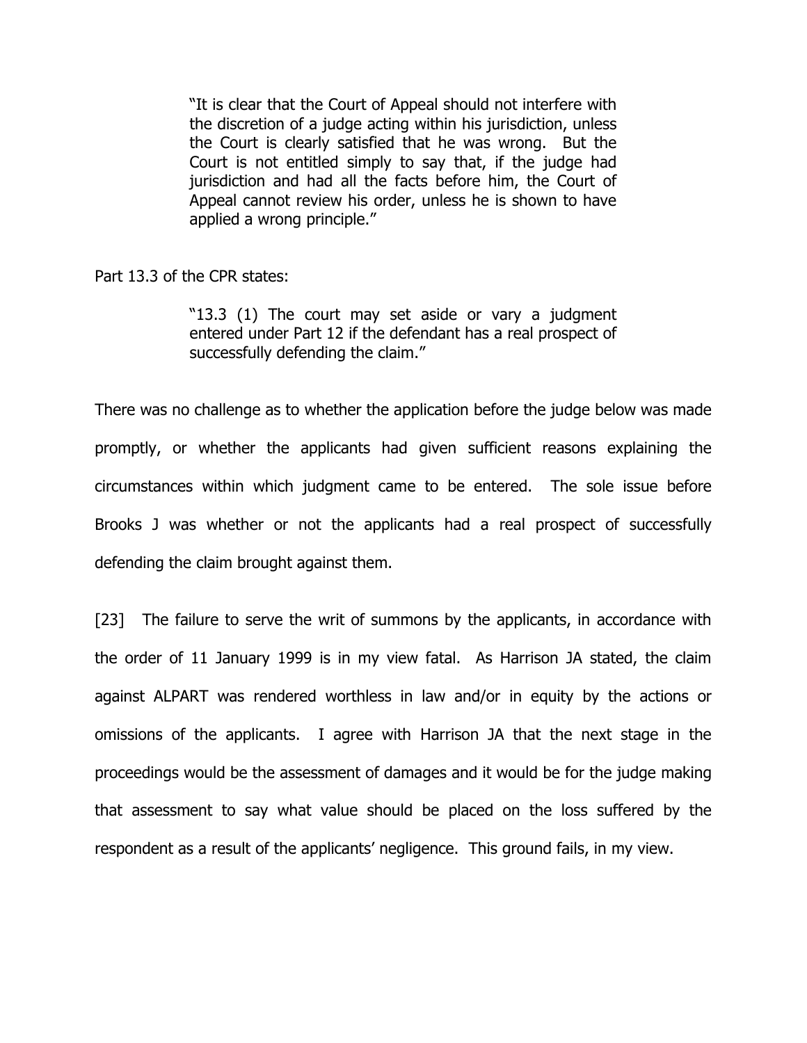> "It is clear that the Court of Appeal should not interfere with the discretion of a judge acting within his jurisdiction, unless the Court is clearly satisfied that he was wrong. But the Court is not entitled simply to say that, if the judge had jurisdiction and had all the facts before him, the Court of Appeal cannot review his order, unless he is shown to have applied a wrong principle."

Part 13.3 of the CPR states:

> "13.3 (1) The court may set aside or vary a judgment entered under Part 12 if the defendant has a real prospect of successfully defending the claim."

There was no challenge as to whether the application before the judge below was made promptly, or whether the applicants had given sufficient reasons explaining the circumstances within which judgment came to be entered. The sole issue before Brooks J was whether or not the applicants had a real prospect of successfully defending the claim brought against them.

[23] The failure to serve the writ of summons by the applicants, in accordance with the order of 11 January 1999 is in my view fatal. As Harrison JA stated, the claim against ALPART was rendered worthless in law and/or in equity by the actions or omissions of the applicants. I agree with Harrison JA that the next stage in the proceedings would be the assessment of damages and it would be for the judge making that assessment to say what value should be placed on the loss suffered by the respondent as a result of the applicants' negligence. This ground fails, in my view.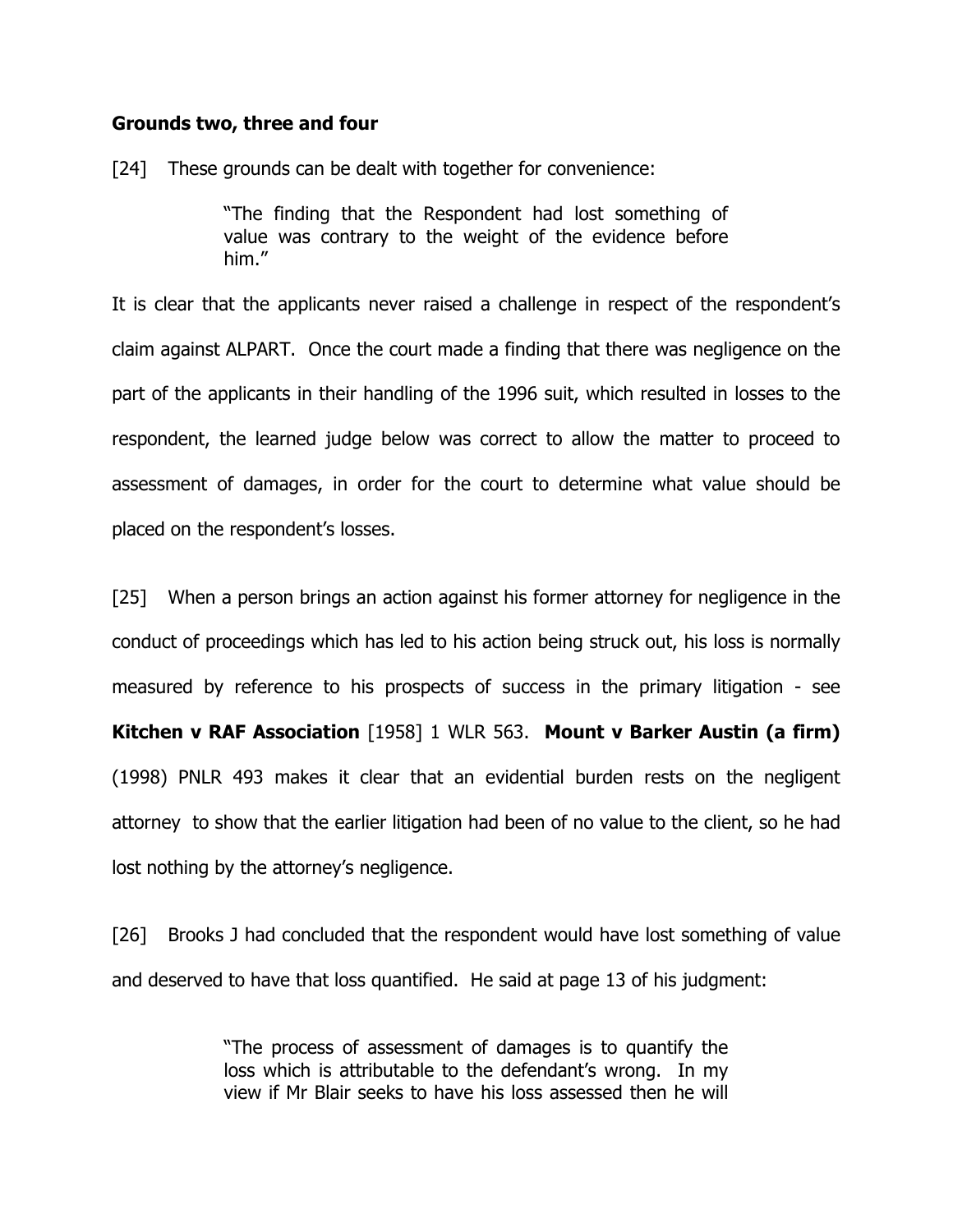**Grounds two, three and four**

[24] These grounds can be dealt with together for convenience:

> "The finding that the Respondent had lost something of value was contrary to the weight of the evidence before him."

It is clear that the applicants never raised a challenge in respect of the respondent's claim against ALPART. Once the court made a finding that there was negligence on the part of the applicants in their handling of the 1996 suit, which resulted in losses to the respondent, the learned judge below was correct to allow the matter to proceed to assessment of damages, in order for the court to determine what value should be placed on the respondent's losses.

[25] When a person brings an action against his former attorney for negligence in the conduct of proceedings which has led to his action being struck out, his loss is normally measured by reference to his prospects of success in the primary litigation - see **Kitchen v RAF Association** [1958] 1 WLR 563. **Mount v Barker Austin (a firm)** (1998) PNLR 493 makes it clear that an evidential burden rests on the negligent attorney to show that the earlier litigation had been of no value to the client, so he had lost nothing by the attorney's negligence.

[26] Brooks J had concluded that the respondent would have lost something of value and deserved to have that loss quantified. He said at page 13 of his judgment:

> "The process of assessment of damages is to quantify the loss which is attributable to the defendant's wrong. In my view if Mr Blair seeks to have his loss assessed then he will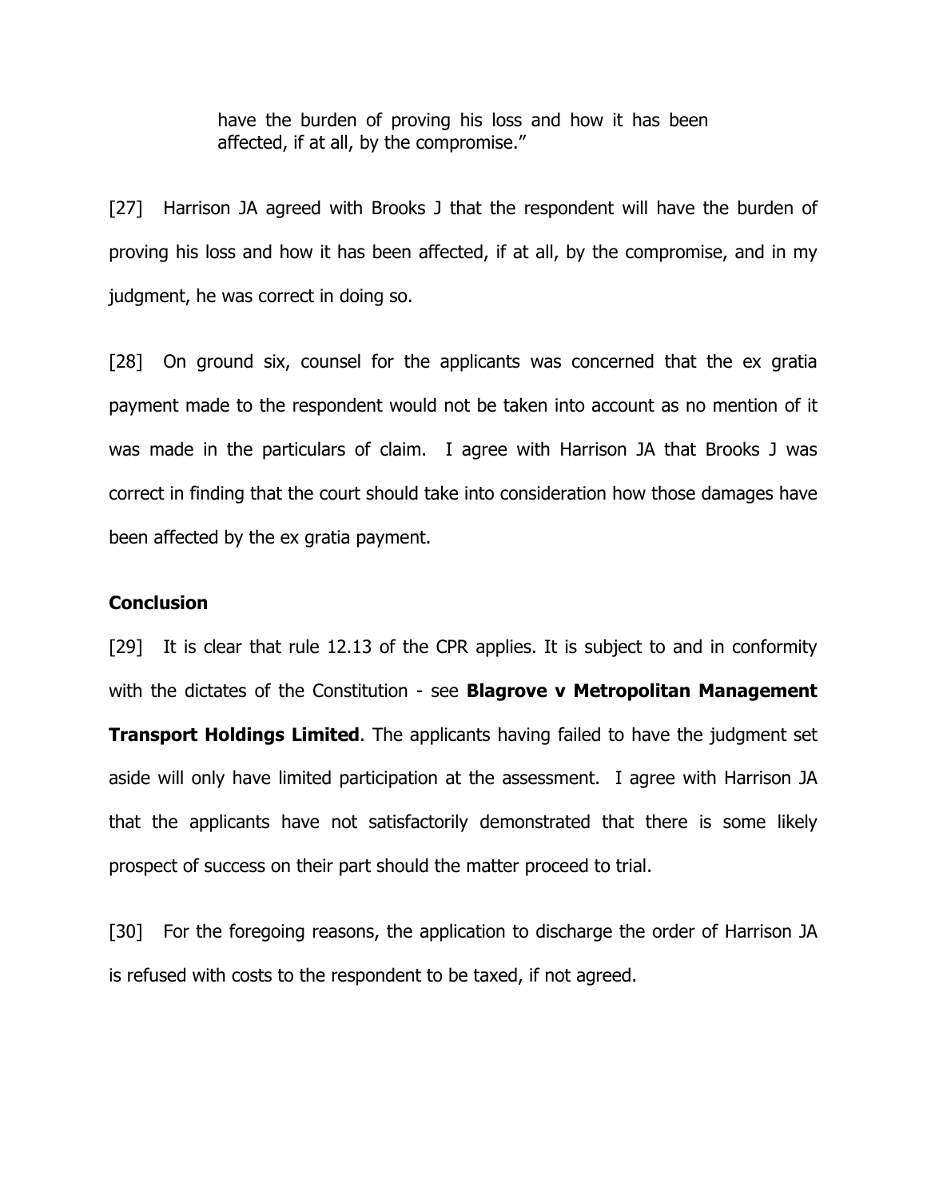> have the burden of proving his loss and how it has been affected, if at all, by the compromise."

[27] Harrison JA agreed with Brooks J that the respondent will have the burden of proving his loss and how it has been affected, if at all, by the compromise, and in my judgment, he was correct in doing so.

[28] On ground six, counsel for the applicants was concerned that the ex gratia payment made to the respondent would not be taken into account as no mention of it was made in the particulars of claim. I agree with Harrison JA that Brooks J was correct in finding that the court should take into consideration how those damages have been affected by the ex gratia payment.

**Conclusion**

[29] It is clear that rule 12.13 of the CPR applies. It is subject to and in conformity with the dictates of the Constitution - see **Blagrove v Metropolitan Management Transport Holdings Limited**. The applicants having failed to have the judgment set aside will only have limited participation at the assessment. I agree with Harrison JA that the applicants have not satisfactorily demonstrated that there is some likely prospect of success on their part should the matter proceed to trial.

[30] For the foregoing reasons, the application to discharge the order of Harrison JA is refused with costs to the respondent to be taxed, if not agreed.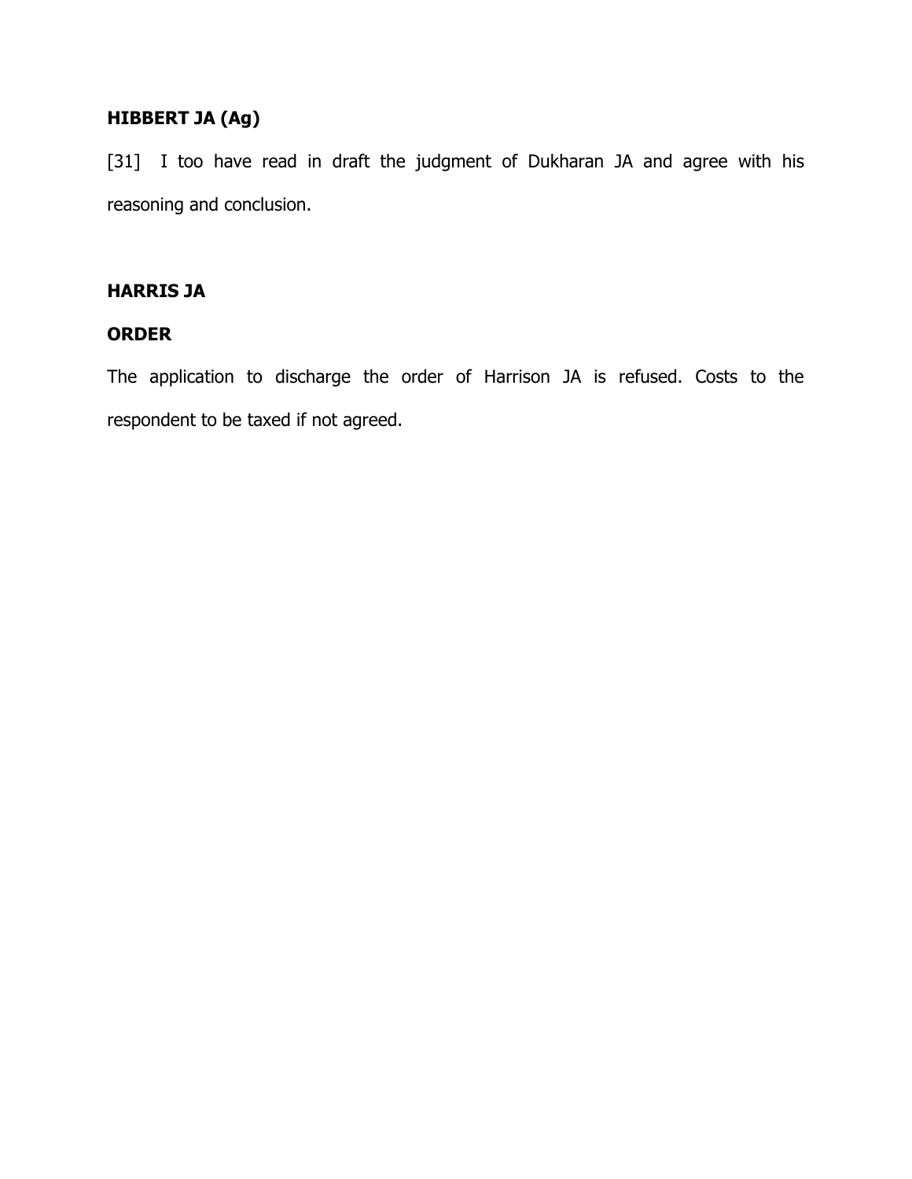**HIBBERT JA (Ag)**

[31] I too have read in draft the judgment of Dukharan JA and agree with his reasoning and conclusion.

**HARRIS JA**

**ORDER**

The application to discharge the order of Harrison JA is refused. Costs to the respondent to be taxed if not agreed.